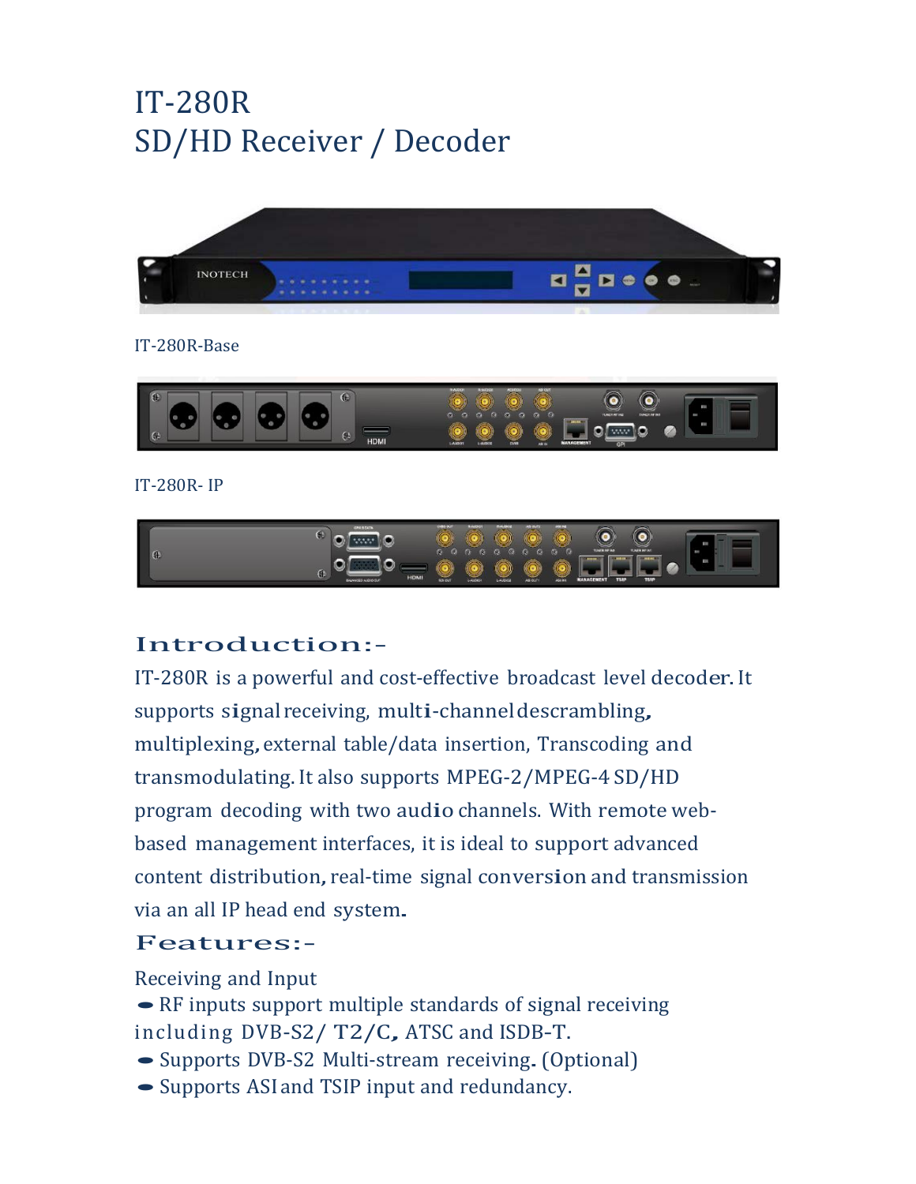# IT-280R
# SD/HD Receiver / Decoder

IT-280R-Base

IT-280R- IP

## Introduction:-

IT-280R is a powerful and cost-effective broadcast level decoder. It supports signal receiving, multi-channel descrambling, multiplexing, external table/data insertion, Transcoding and transmodulating. It also supports MPEG-2/MPEG-4 SD/HD program decoding with two audio channels. With remote web-based management interfaces, it is ideal to support advanced content distribution, real-time signal conversion and transmission via an all IP head end system.

## Features:-

Receiving and Input

- RF inputs support multiple standards of signal receiving including DVB-S2/ T2/C, ATSC and ISDB-T.
- Supports DVB-S2 Multi-stream receiving. (Optional)
- Supports ASI and TSIP input and redundancy.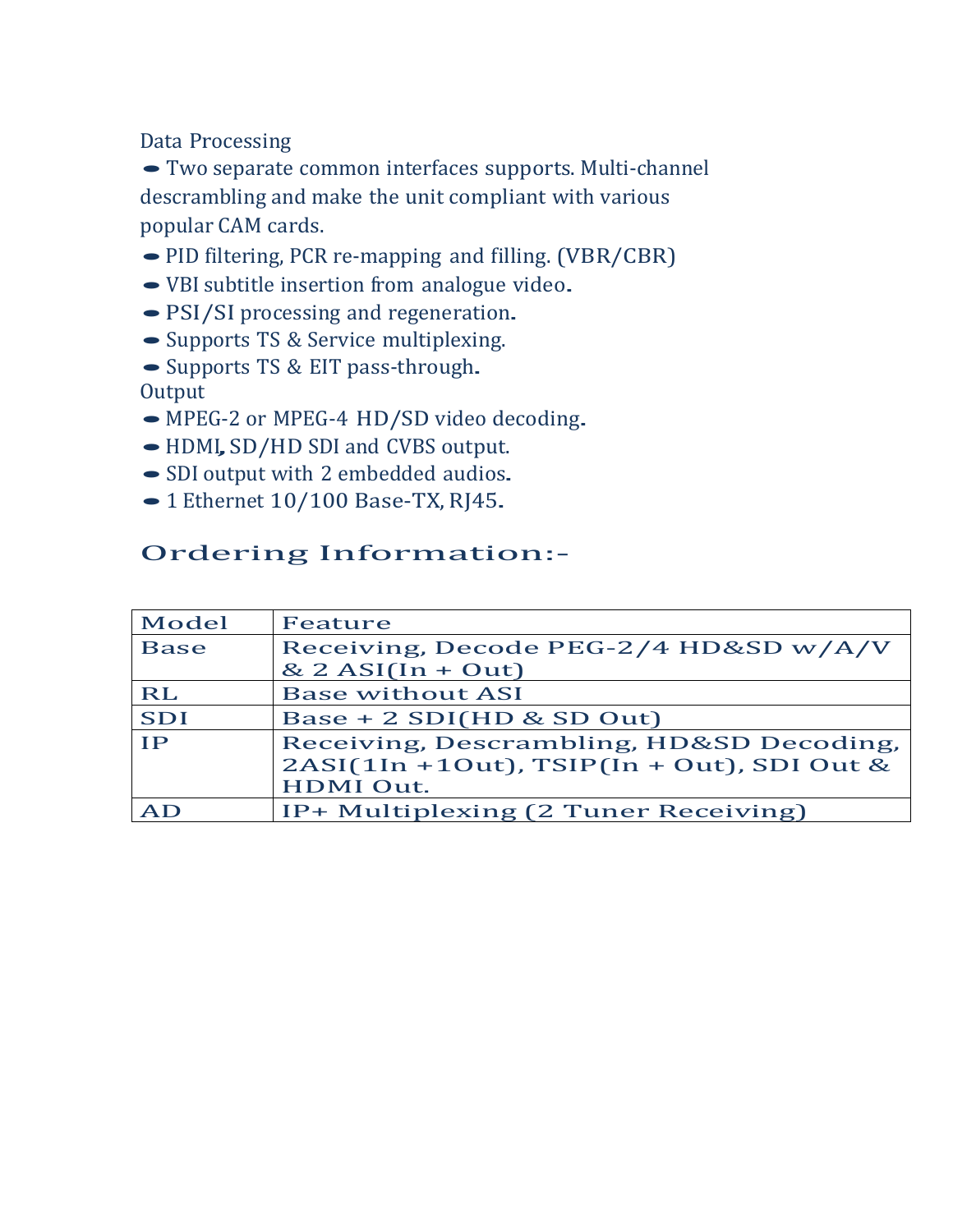Data Processing

- Two separate common interfaces supports. Multi-channel descrambling and make the unit compliant with various popular CAM cards.
- PID filtering, PCR re-mapping and filling. (VBR/CBR)
- VBI subtitle insertion from analogue video.
- PSI/SI processing and regeneration.
- Supports TS & Service multiplexing.
- Supports TS & EIT pass-through.

Output

- MPEG-2 or MPEG-4 HD/SD video decoding.
- HDMI, SD/HD SDI and CVBS output.
- SDI output with 2 embedded audios.
- 1 Ethernet 10/100 Base-TX, RJ45.

## Ordering Information:-

| Model | Feature |
|---|---|
| Base | Receiving, Decode PEG-2/4 HD&SD w/A/V & 2 ASI(In + Out) |
| RL | Base without ASI |
| SDI | Base + 2 SDI(HD & SD Out) |
| IP | Receiving, Descrambling, HD&SD Decoding, 2ASI(1In +1Out), TSIP(In + Out), SDI Out & HDMI Out. |
| AD | IP+ Multiplexing (2 Tuner Receiving) |